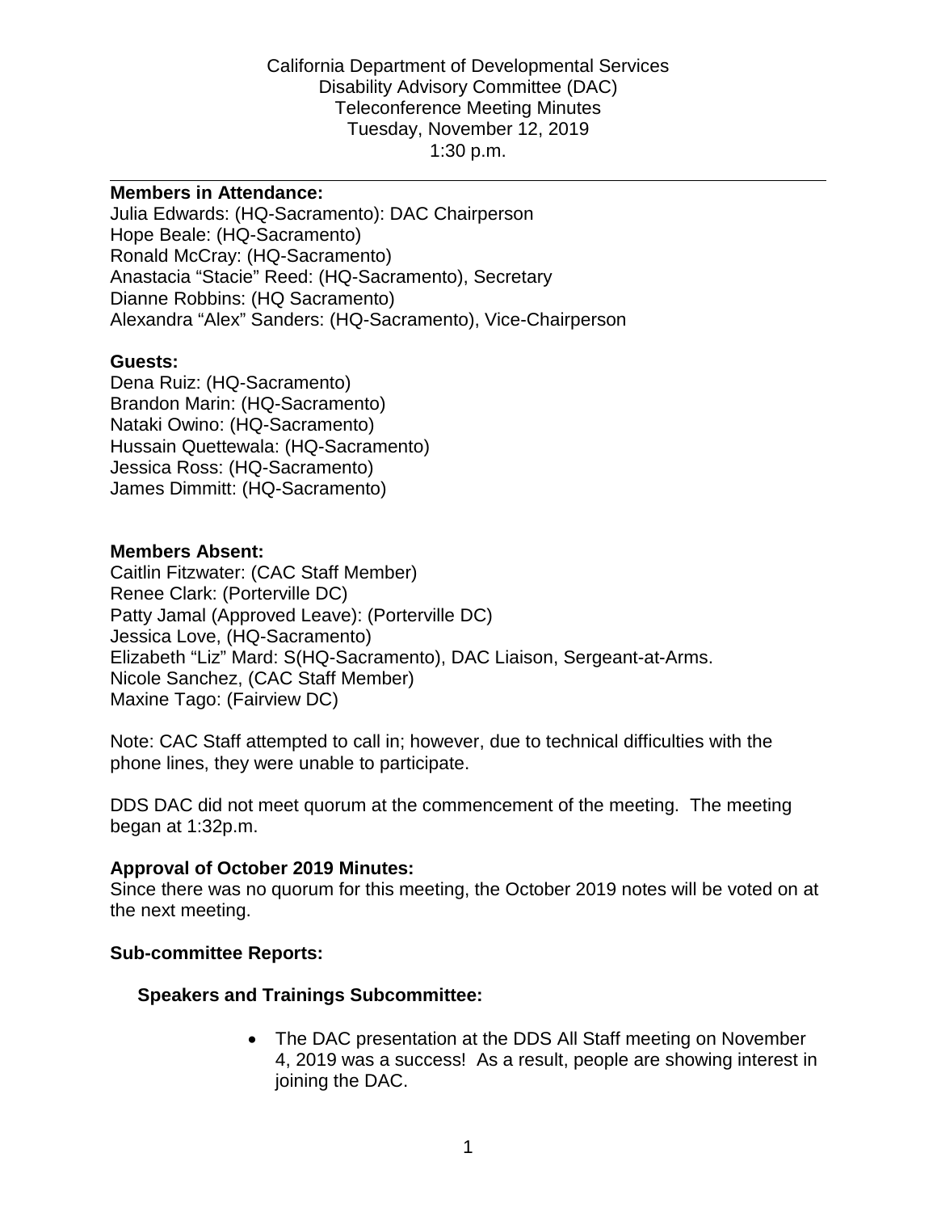California Department of Developmental Services
Disability Advisory Committee (DAC)
Teleconference Meeting Minutes
Tuesday, November 12, 2019
1:30 p.m.

---

**Members in Attendance:**
Julia Edwards: (HQ-Sacramento): DAC Chairperson
Hope Beale: (HQ-Sacramento)
Ronald McCray: (HQ-Sacramento)
Anastacia “Stacie” Reed: (HQ-Sacramento), Secretary
Dianne Robbins: (HQ Sacramento)
Alexandra “Alex” Sanders: (HQ-Sacramento), Vice-Chairperson

**Guests:**
Dena Ruiz: (HQ-Sacramento)
Brandon Marin: (HQ-Sacramento)
Nataki Owino: (HQ-Sacramento)
Hussain Quettewala: (HQ-Sacramento)
Jessica Ross: (HQ-Sacramento)
James Dimmitt: (HQ-Sacramento)

**Members Absent:**
Caitlin Fitzwater: (CAC Staff Member)
Renee Clark: (Porterville DC)
Patty Jamal (Approved Leave): (Porterville DC)
Jessica Love, (HQ-Sacramento)
Elizabeth “Liz” Mard: S(HQ-Sacramento), DAC Liaison, Sergeant-at-Arms.
Nicole Sanchez, (CAC Staff Member)
Maxine Tago: (Fairview DC)

Note: CAC Staff attempted to call in; however, due to technical difficulties with the phone lines, they were unable to participate.

DDS DAC did not meet quorum at the commencement of the meeting. The meeting began at 1:32p.m.

**Approval of October 2019 Minutes:**
Since there was no quorum for this meeting, the October 2019 notes will be voted on at the next meeting.

**Sub-committee Reports:**

**Speakers and Trainings Subcommittee:**

- The DAC presentation at the DDS All Staff meeting on November 4, 2019 was a success! As a result, people are showing interest in joining the DAC.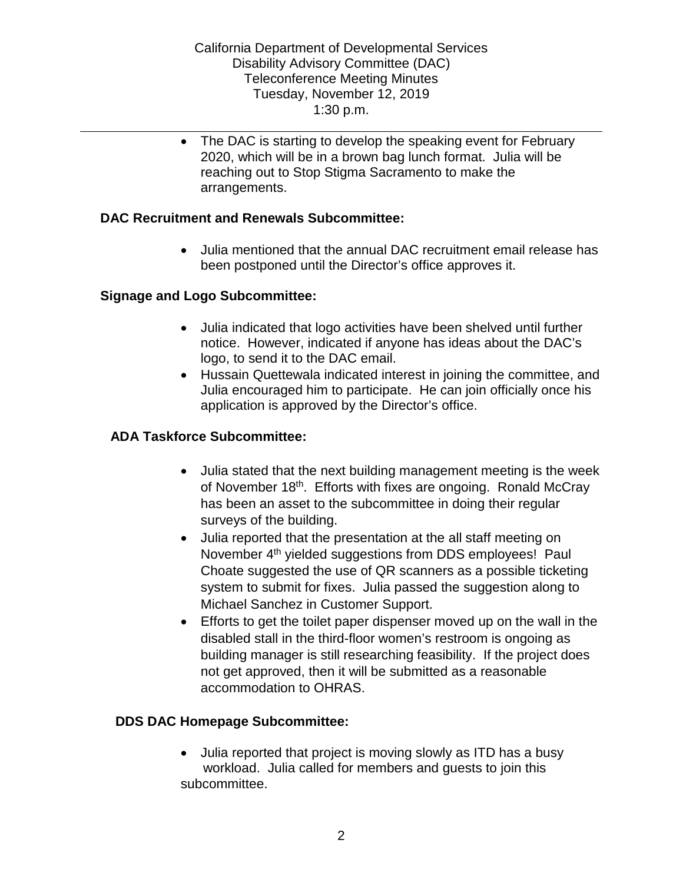- The DAC is starting to develop the speaking event for February 2020, which will be in a brown bag lunch format. Julia will be reaching out to Stop Stigma Sacramento to make the arrangements.

**DAC Recruitment and Renewals Subcommittee:**

- Julia mentioned that the annual DAC recruitment email release has been postponed until the Director's office approves it.

**Signage and Logo Subcommittee:**

- Julia indicated that logo activities have been shelved until further notice. However, indicated if anyone has ideas about the DAC's logo, to send it to the DAC email.
- Hussain Quettewala indicated interest in joining the committee, and Julia encouraged him to participate. He can join officially once his application is approved by the Director's office.

**ADA Taskforce Subcommittee:**

- Julia stated that the next building management meeting is the week of November 18th. Efforts with fixes are ongoing. Ronald McCray has been an asset to the subcommittee in doing their regular surveys of the building.
- Julia reported that the presentation at the all staff meeting on November 4th yielded suggestions from DDS employees! Paul Choate suggested the use of QR scanners as a possible ticketing system to submit for fixes. Julia passed the suggestion along to Michael Sanchez in Customer Support.
- Efforts to get the toilet paper dispenser moved up on the wall in the disabled stall in the third-floor women's restroom is ongoing as building manager is still researching feasibility. If the project does not get approved, then it will be submitted as a reasonable accommodation to OHRAS.

**DDS DAC Homepage Subcommittee:**

- Julia reported that project is moving slowly as ITD has a busy workload. Julia called for members and guests to join this subcommittee.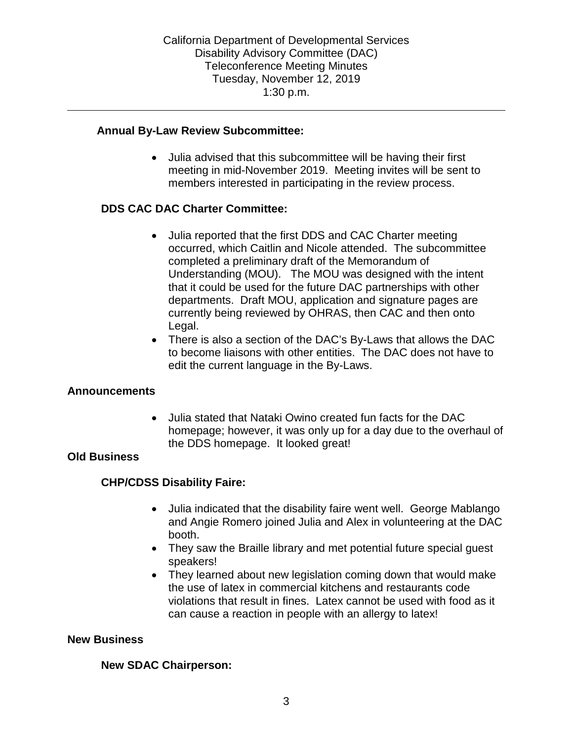California Department of Developmental Services
Disability Advisory Committee (DAC)
Teleconference Meeting Minutes
Tuesday, November 12, 2019
1:30 p.m.

---

### Annual By-Law Review Subcommittee:

- Julia advised that this subcommittee will be having their first meeting in mid-November 2019. Meeting invites will be sent to members interested in participating in the review process.

### DDS CAC DAC Charter Committee:

- Julia reported that the first DDS and CAC Charter meeting occurred, which Caitlin and Nicole attended. The subcommittee completed a preliminary draft of the Memorandum of Understanding (MOU). The MOU was designed with the intent that it could be used for the future DAC partnerships with other departments. Draft MOU, application and signature pages are currently being reviewed by OHRAS, then CAC and then onto Legal.
- There is also a section of the DAC's By-Laws that allows the DAC to become liaisons with other entities. The DAC does not have to edit the current language in the By-Laws.

## Announcements

- Julia stated that Nataki Owino created fun facts for the DAC homepage; however, it was only up for a day due to the overhaul of the DDS homepage. It looked great!

## Old Business

### CHP/CDSS Disability Faire:

- Julia indicated that the disability faire went well. George Mablango and Angie Romero joined Julia and Alex in volunteering at the DAC booth.
- They saw the Braille library and met potential future special guest speakers!
- They learned about new legislation coming down that would make the use of latex in commercial kitchens and restaurants code violations that result in fines. Latex cannot be used with food as it can cause a reaction in people with an allergy to latex!

## New Business

### New SDAC Chairperson: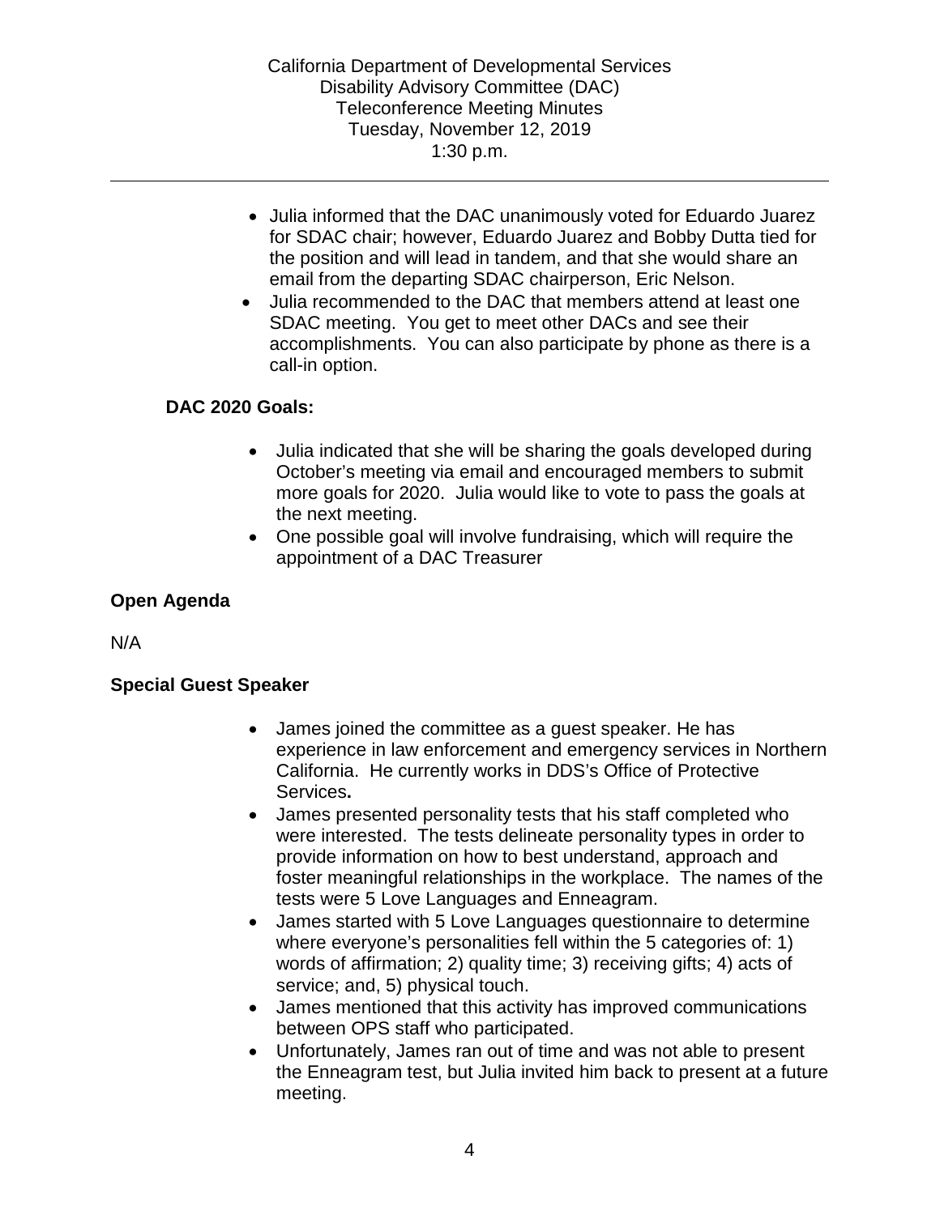- Julia informed that the DAC unanimously voted for Eduardo Juarez for SDAC chair; however, Eduardo Juarez and Bobby Dutta tied for the position and will lead in tandem, and that she would share an email from the departing SDAC chairperson, Eric Nelson.
- Julia recommended to the DAC that members attend at least one SDAC meeting. You get to meet other DACs and see their accomplishments. You can also participate by phone as there is a call-in option.

**DAC 2020 Goals:**

- Julia indicated that she will be sharing the goals developed during October's meeting via email and encouraged members to submit more goals for 2020. Julia would like to vote to pass the goals at the next meeting.
- One possible goal will involve fundraising, which will require the appointment of a DAC Treasurer

**Open Agenda**

N/A

**Special Guest Speaker**

- James joined the committee as a guest speaker. He has experience in law enforcement and emergency services in Northern California. He currently works in DDS's Office of Protective Services**.**
- James presented personality tests that his staff completed who were interested. The tests delineate personality types in order to provide information on how to best understand, approach and foster meaningful relationships in the workplace. The names of the tests were 5 Love Languages and Enneagram.
- James started with 5 Love Languages questionnaire to determine where everyone's personalities fell within the 5 categories of: 1) words of affirmation; 2) quality time; 3) receiving gifts; 4) acts of service; and, 5) physical touch.
- James mentioned that this activity has improved communications between OPS staff who participated.
- Unfortunately, James ran out of time and was not able to present the Enneagram test, but Julia invited him back to present at a future meeting.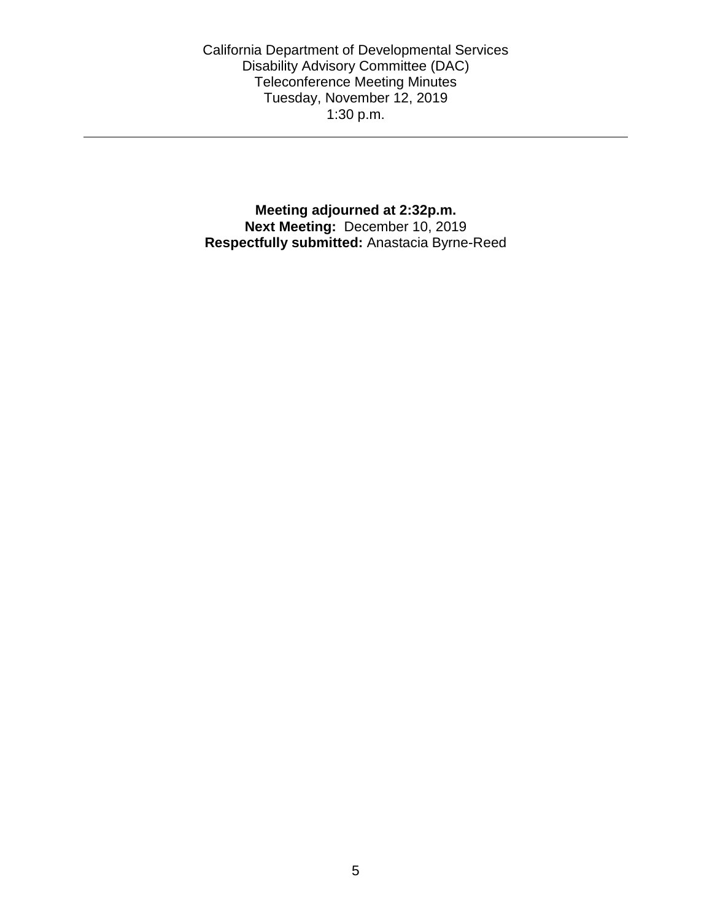**Meeting adjourned at 2:32p.m.**
**Next Meeting:** December 10, 2019
**Respectfully submitted:** Anastacia Byrne-Reed